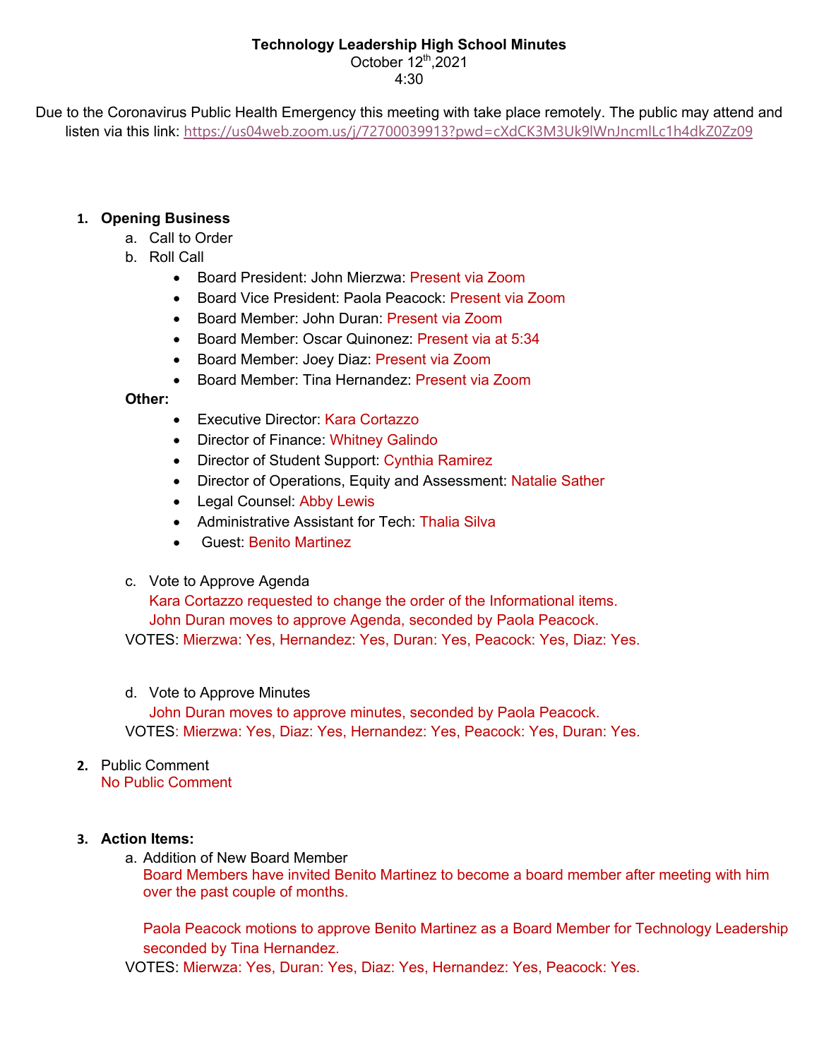**Technology Leadership High School Minutes**

October 12th,2021

4:30

Due to the Coronavirus Public Health Emergency this meeting with take place remotely. The public may attend and listen via this link: https://us04web.zoom.us/j/72700039913?pwd=cXdCK3M3Uk9lWnJncmlLc1h4dkZ0Zz09

1. **Opening Business**
   a. Call to Order
   b. Roll Call
      - Board President: John Mierzwa: Present via Zoom
      - Board Vice President: Paola Peacock: Present via Zoom
      - Board Member: John Duran: Present via Zoom
      - Board Member: Oscar Quinonez: Present via at 5:34
      - Board Member: Joey Diaz: Present via Zoom
      - Board Member: Tina Hernandez: Present via Zoom

   **Other:**
      - Executive Director: Kara Cortazzo
      - Director of Finance: Whitney Galindo
      - Director of Student Support: Cynthia Ramirez
      - Director of Operations, Equity and Assessment: Natalie Sather
      - Legal Counsel: Abby Lewis
      - Administrative Assistant for Tech: Thalia Silva
      - Guest: Benito Martinez

   c. Vote to Approve Agenda
      Kara Cortazzo requested to change the order of the Informational items.
      John Duran moves to approve Agenda, seconded by Paola Peacock.
   VOTES: Mierzwa: Yes, Hernandez: Yes, Duran: Yes, Peacock: Yes, Diaz: Yes.

   d. Vote to Approve Minutes
      John Duran moves to approve minutes, seconded by Paola Peacock.
   VOTES: Mierzwa: Yes, Diaz: Yes, Hernandez: Yes, Peacock: Yes, Duran: Yes.

2. Public Comment
   No Public Comment

3. **Action Items:**
   a. Addition of New Board Member
      Board Members have invited Benito Martinez to become a board member after meeting with him over the past couple of months.

      Paola Peacock motions to approve Benito Martinez as a Board Member for Technology Leadership seconded by Tina Hernandez.
   VOTES: Mierwza: Yes, Duran: Yes, Diaz: Yes, Hernandez: Yes, Peacock: Yes.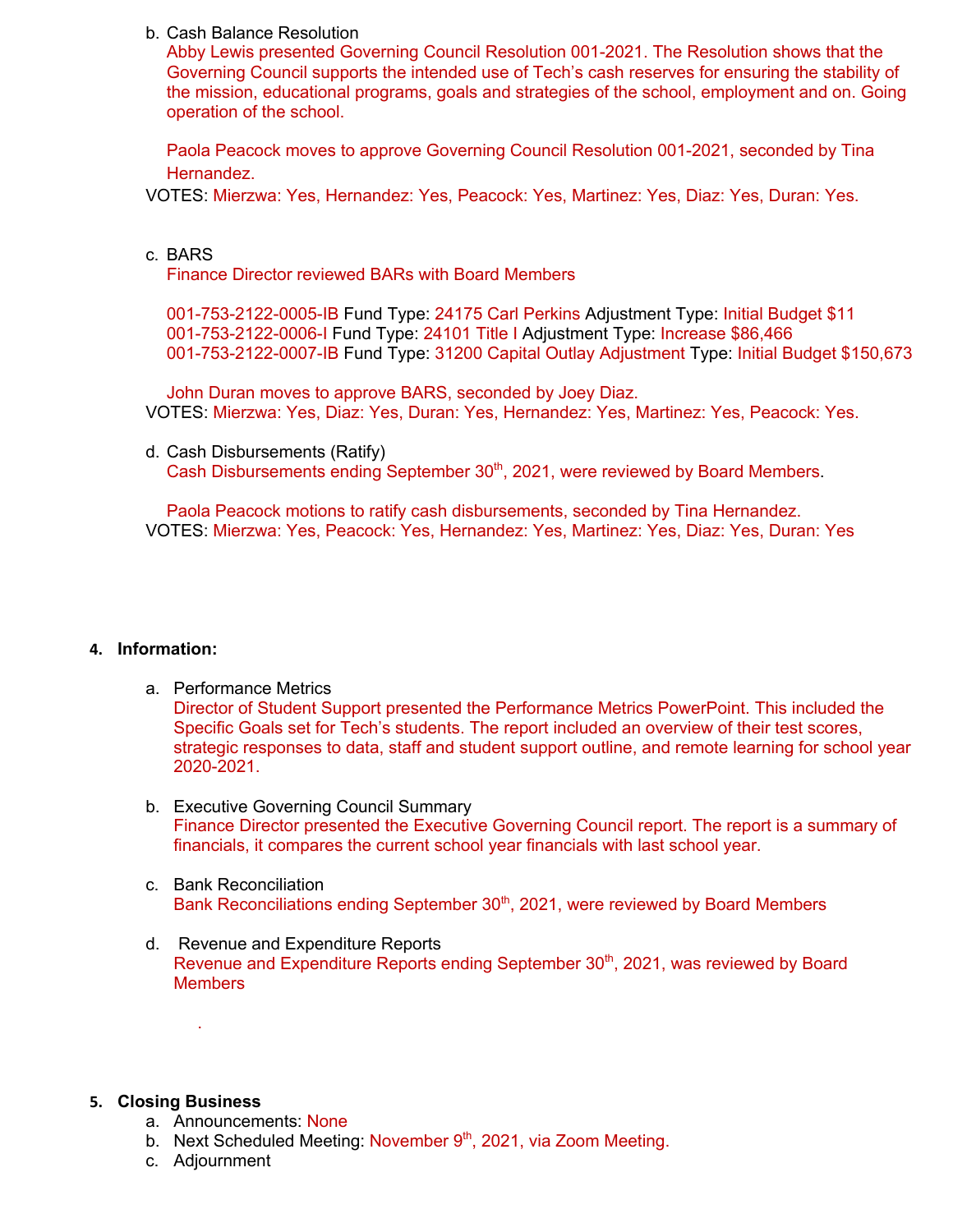b. Cash Balance Resolution

Abby Lewis presented Governing Council Resolution 001-2021. The Resolution shows that the Governing Council supports the intended use of Tech's cash reserves for ensuring the stability of the mission, educational programs, goals and strategies of the school, employment and on. Going operation of the school.

Paola Peacock moves to approve Governing Council Resolution 001-2021, seconded by Tina Hernandez.

VOTES: Mierzwa: Yes, Hernandez: Yes, Peacock: Yes, Martinez: Yes, Diaz: Yes, Duran: Yes.

c. BARS

Finance Director reviewed BARs with Board Members

001-753-2122-0005-IB Fund Type: 24175 Carl Perkins Adjustment Type: Initial Budget $11
001-753-2122-0006-I Fund Type: 24101 Title I Adjustment Type: Increase $86,466
001-753-2122-0007-IB Fund Type: 31200 Capital Outlay Adjustment Type: Initial Budget $150,673

John Duran moves to approve BARS, seconded by Joey Diaz.

VOTES: Mierzwa: Yes, Diaz: Yes, Duran: Yes, Hernandez: Yes, Martinez: Yes, Peacock: Yes.

d. Cash Disbursements (Ratify)

Cash Disbursements ending September 30th, 2021, were reviewed by Board Members.

Paola Peacock motions to ratify cash disbursements, seconded by Tina Hernandez.

VOTES: Mierzwa: Yes, Peacock: Yes, Hernandez: Yes, Martinez: Yes, Diaz: Yes, Duran: Yes

**4. Information:**

a. Performance Metrics

Director of Student Support presented the Performance Metrics PowerPoint. This included the Specific Goals set for Tech's students. The report included an overview of their test scores, strategic responses to data, staff and student support outline, and remote learning for school year 2020-2021.

b. Executive Governing Council Summary

Finance Director presented the Executive Governing Council report. The report is a summary of financials, it compares the current school year financials with last school year.

c. Bank Reconciliation

Bank Reconciliations ending September 30th, 2021, were reviewed by Board Members

d. Revenue and Expenditure Reports

Revenue and Expenditure Reports ending September 30th, 2021, was reviewed by Board Members

.

**5. Closing Business**

a. Announcements: None
b. Next Scheduled Meeting: November 9th, 2021, via Zoom Meeting.
c. Adjournment